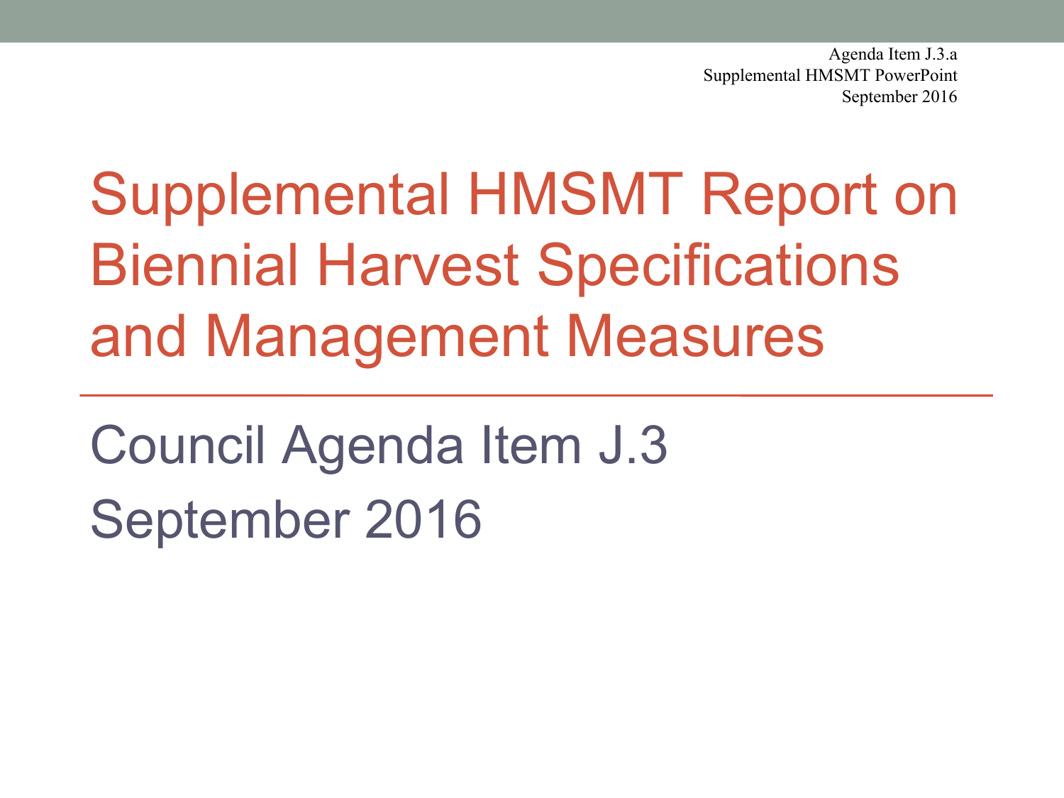Agenda Item J.3.a
Supplemental HMSMT PowerPoint
September 2016

# Supplemental HMSMT Report on Biennial Harvest Specifications and Management Measures

Council Agenda Item J.3

September 2016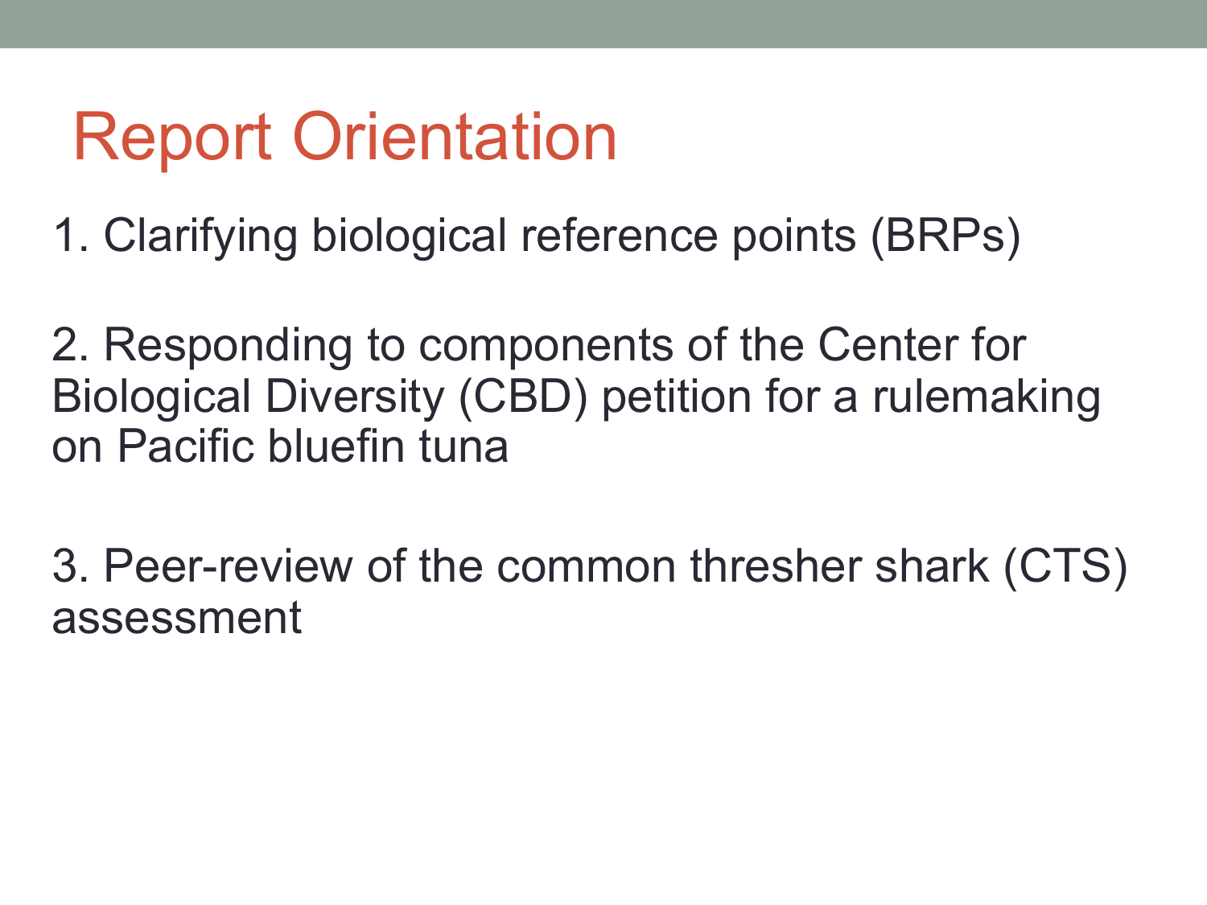# Report Orientation

1. Clarifying biological reference points (BRPs)

2. Responding to components of the Center for Biological Diversity (CBD) petition for a rulemaking on Pacific bluefin tuna

3. Peer-review of the common thresher shark (CTS) assessment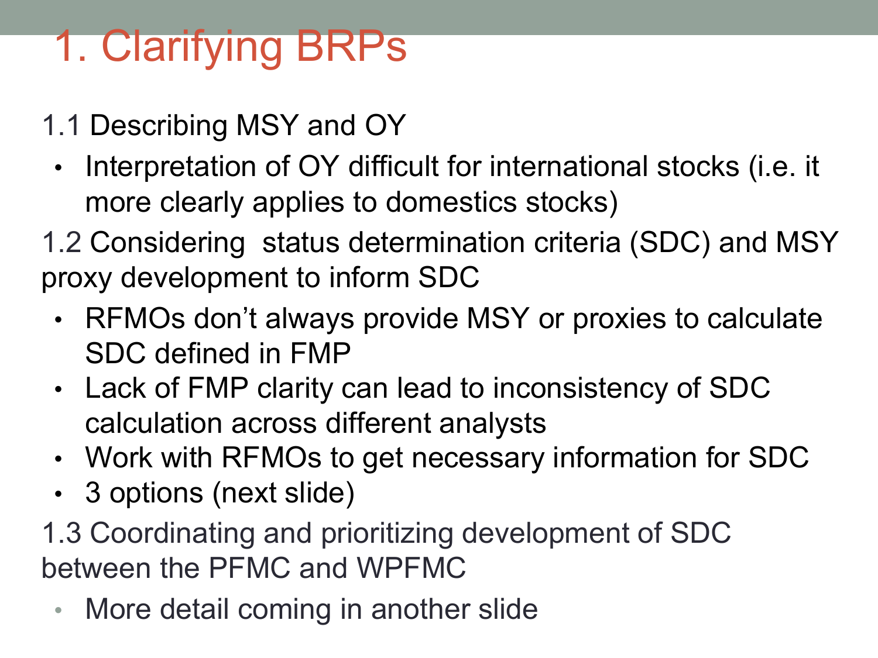# 1. Clarifying BRPs

1.1 Describing MSY and OY

- Interpretation of OY difficult for international stocks (i.e. it more clearly applies to domestics stocks)

1.2 Considering status determination criteria (SDC) and MSY proxy development to inform SDC

- RFMOs don't always provide MSY or proxies to calculate SDC defined in FMP
- Lack of FMP clarity can lead to inconsistency of SDC calculation across different analysts
- Work with RFMOs to get necessary information for SDC
- 3 options (next slide)

1.3 Coordinating and prioritizing development of SDC between the PFMC and WPFMC

- More detail coming in another slide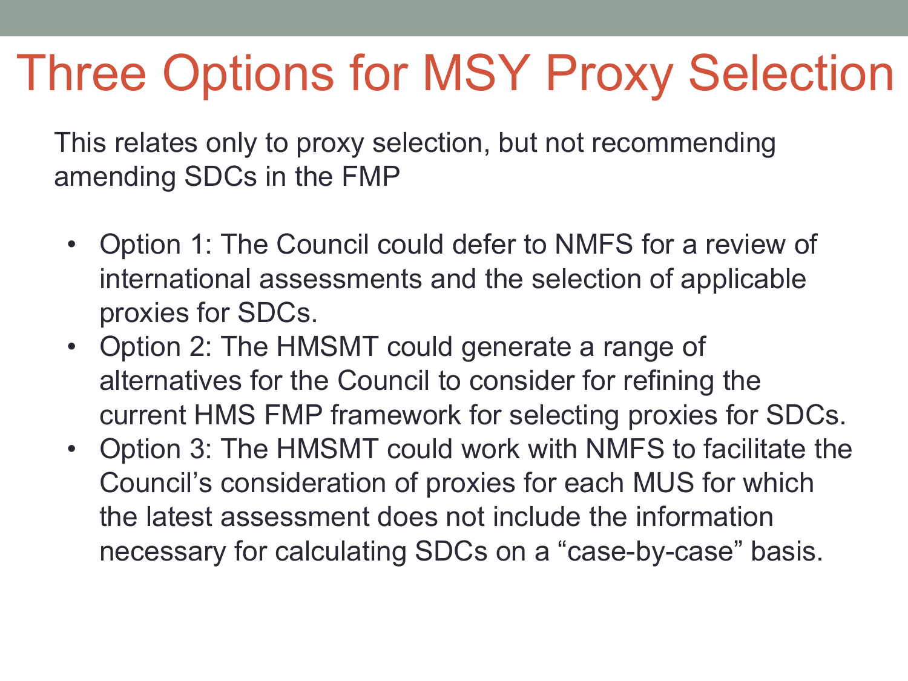# Three Options for MSY Proxy Selection

This relates only to proxy selection, but not recommending amending SDCs in the FMP

- Option 1: The Council could defer to NMFS for a review of international assessments and the selection of applicable proxies for SDCs.
- Option 2: The HMSMT could generate a range of alternatives for the Council to consider for refining the current HMS FMP framework for selecting proxies for SDCs.
- Option 3: The HMSMT could work with NMFS to facilitate the Council's consideration of proxies for each MUS for which the latest assessment does not include the information necessary for calculating SDCs on a "case-by-case" basis.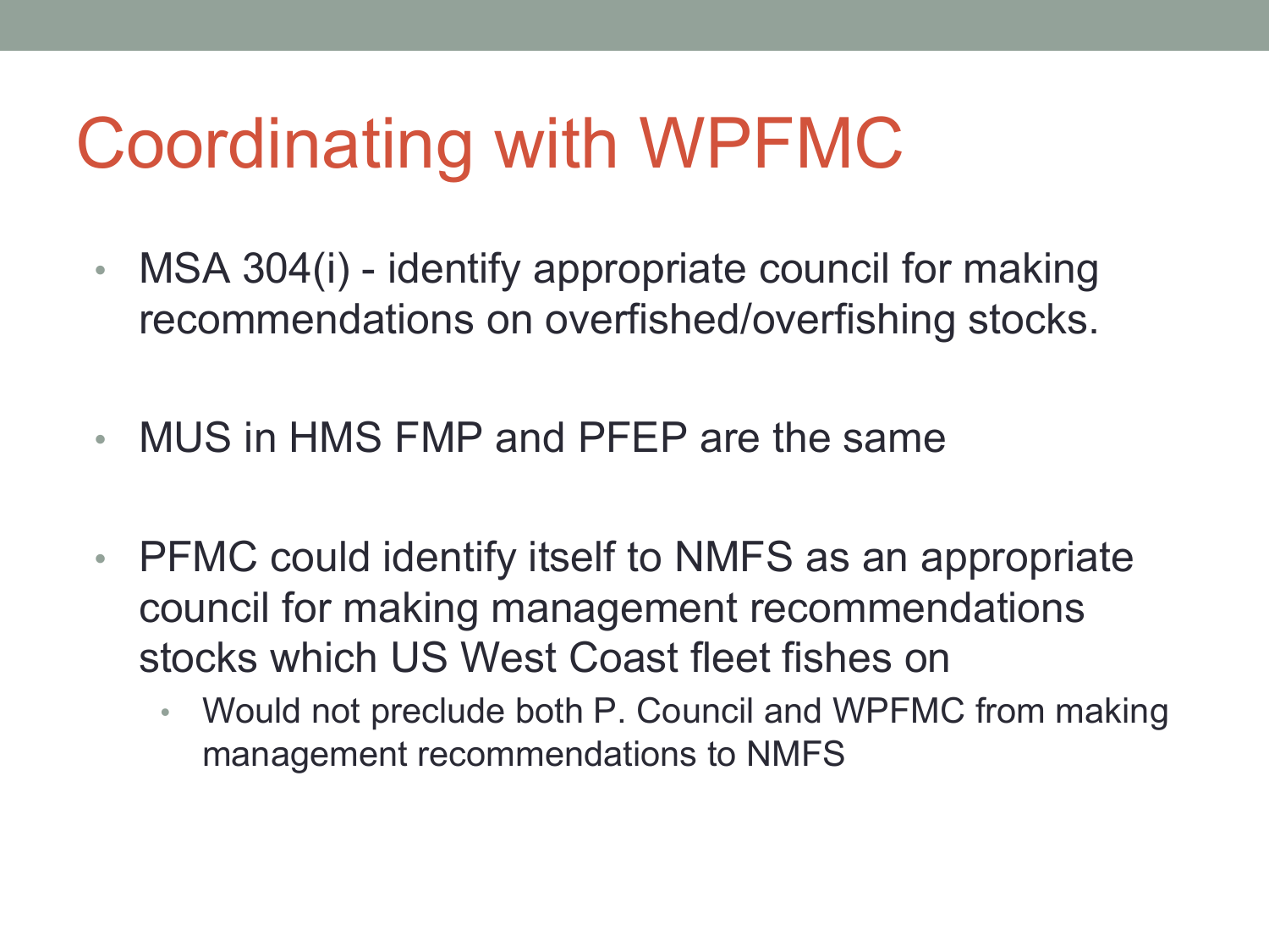# Coordinating with WPFMC

- MSA 304(i) - identify appropriate council for making recommendations on overfished/overfishing stocks.
- MUS in HMS FMP and PFEP are the same
- PFMC could identify itself to NMFS as an appropriate council for making management recommendations stocks which US West Coast fleet fishes on
  - Would not preclude both P. Council and WPFMC from making management recommendations to NMFS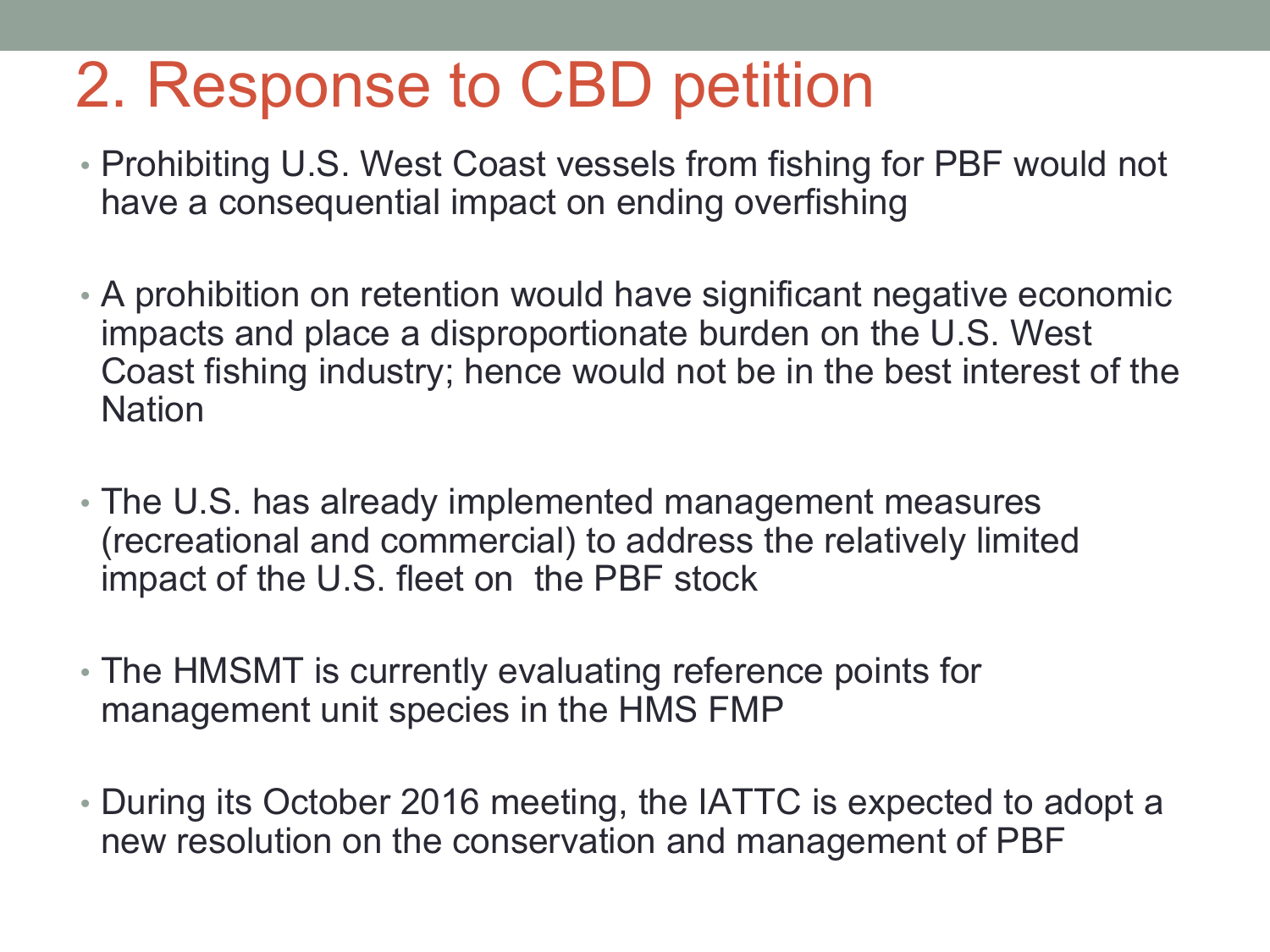# 2. Response to CBD petition

- Prohibiting U.S. West Coast vessels from fishing for PBF would not have a consequential impact on ending overfishing
- A prohibition on retention would have significant negative economic impacts and place a disproportionate burden on the U.S. West Coast fishing industry; hence would not be in the best interest of the Nation
- The U.S. has already implemented management measures (recreational and commercial) to address the relatively limited impact of the U.S. fleet on the PBF stock
- The HMSMT is currently evaluating reference points for management unit species in the HMS FMP
- During its October 2016 meeting, the IATTC is expected to adopt a new resolution on the conservation and management of PBF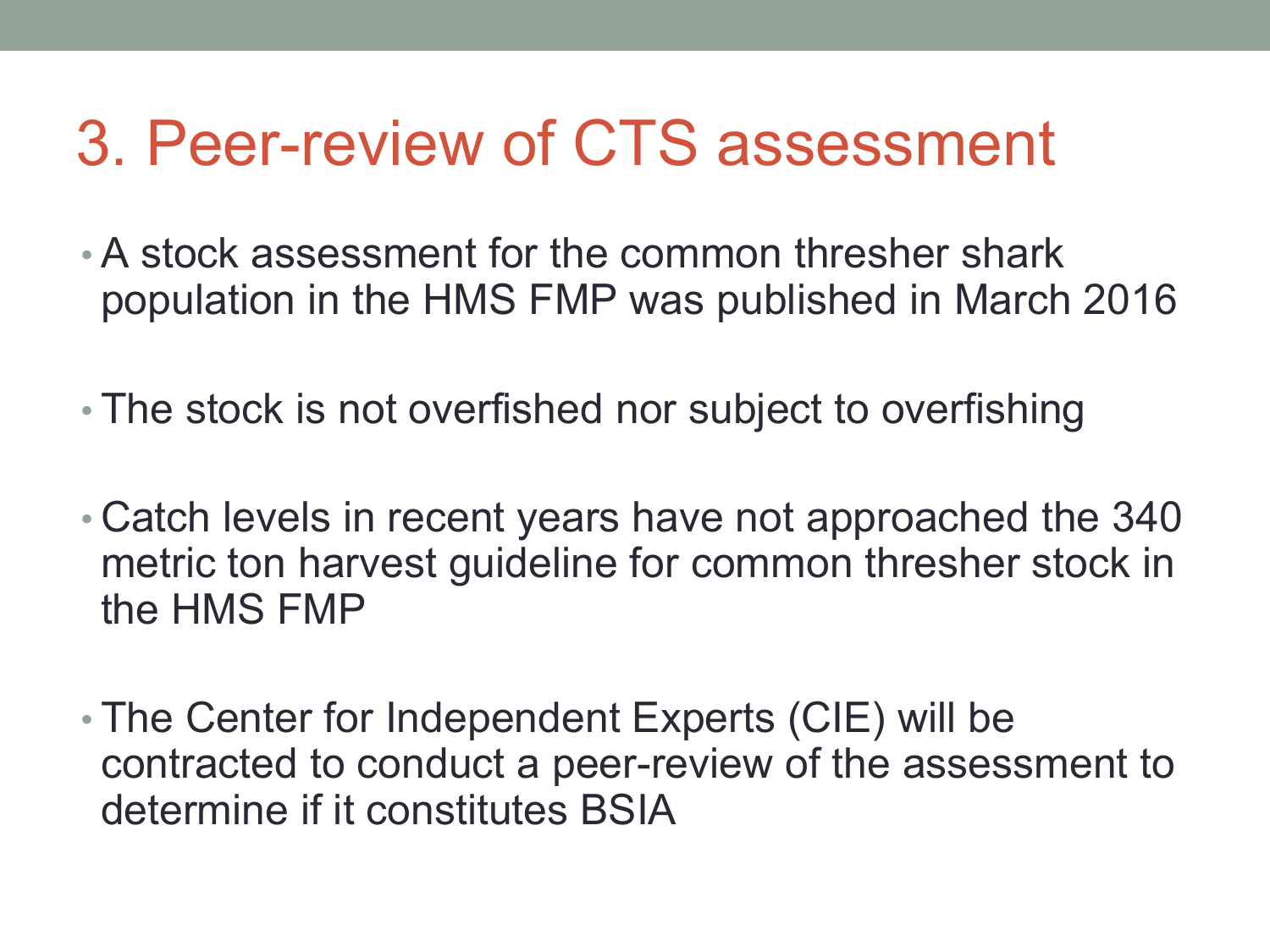# 3. Peer-review of CTS assessment

- A stock assessment for the common thresher shark population in the HMS FMP was published in March 2016
- The stock is not overfished nor subject to overfishing
- Catch levels in recent years have not approached the 340 metric ton harvest guideline for common thresher stock in the HMS FMP
- The Center for Independent Experts (CIE) will be contracted to conduct a peer-review of the assessment to determine if it constitutes BSIA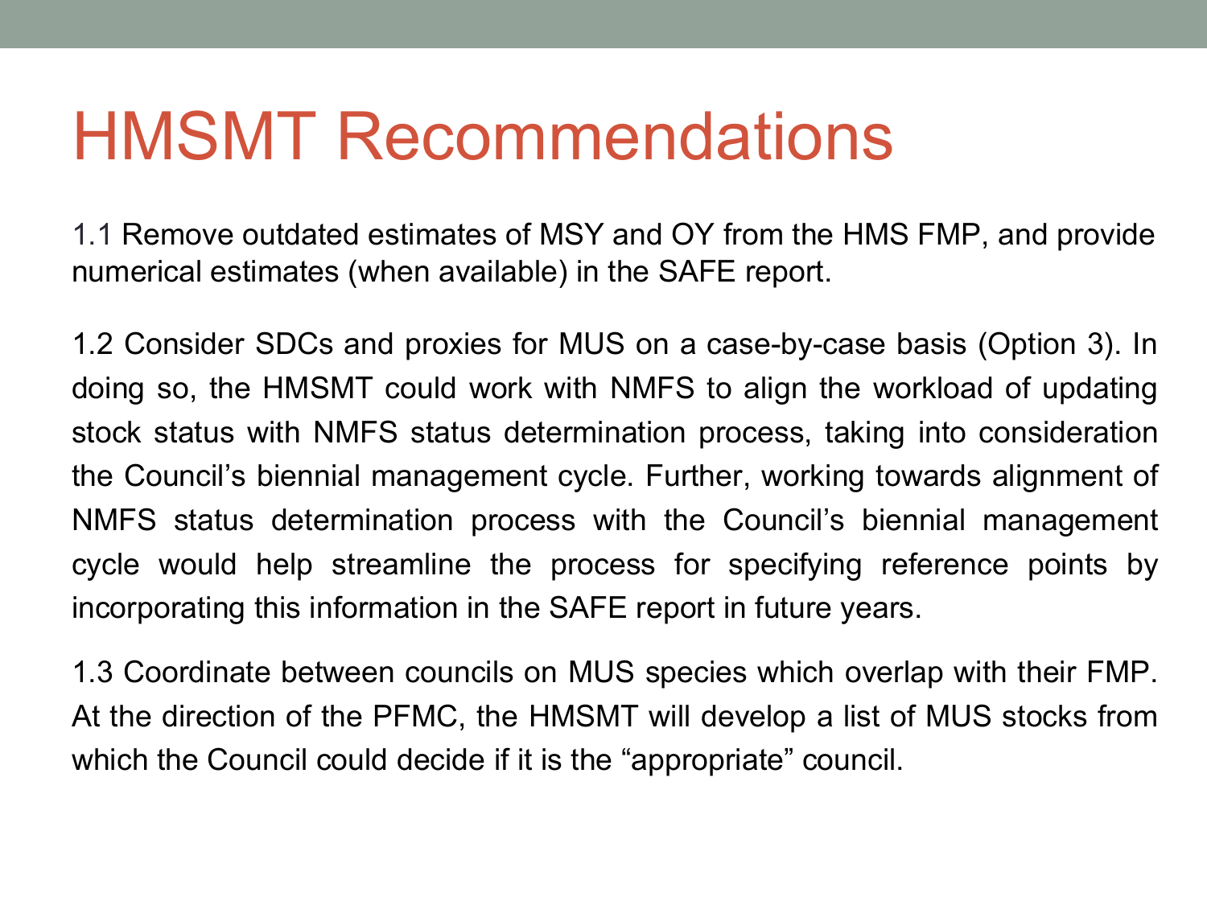# HMSMT Recommendations

1.1 Remove outdated estimates of MSY and OY from the HMS FMP, and provide numerical estimates (when available) in the SAFE report.

1.2 Consider SDCs and proxies for MUS on a case-by-case basis (Option 3). In doing so, the HMSMT could work with NMFS to align the workload of updating stock status with NMFS status determination process, taking into consideration the Council's biennial management cycle. Further, working towards alignment of NMFS status determination process with the Council's biennial management cycle would help streamline the process for specifying reference points by incorporating this information in the SAFE report in future years.

1.3 Coordinate between councils on MUS species which overlap with their FMP. At the direction of the PFMC, the HMSMT will develop a list of MUS stocks from which the Council could decide if it is the "appropriate" council.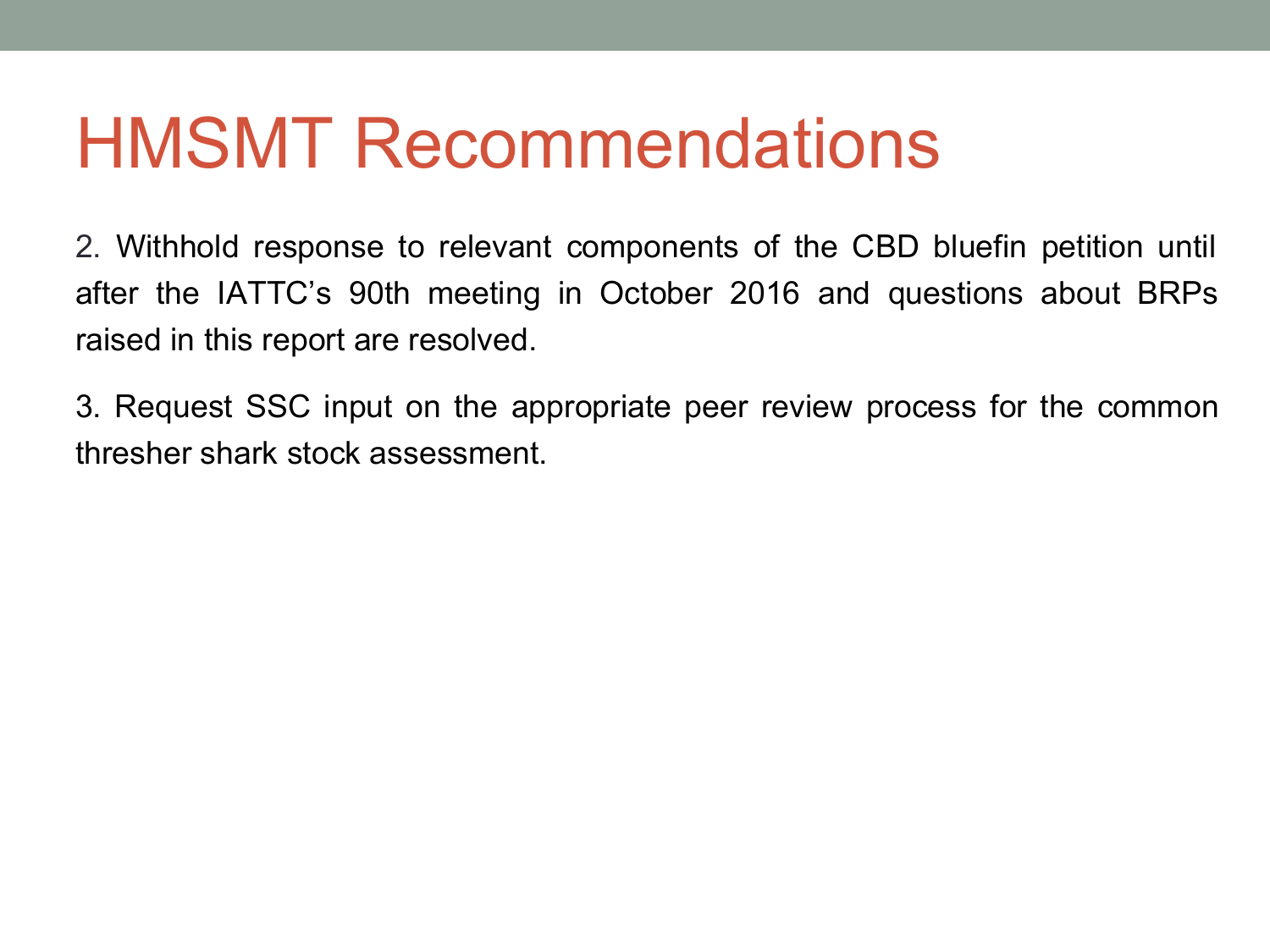# HMSMT Recommendations

2. Withhold response to relevant components of the CBD bluefin petition until after the IATTC's 90th meeting in October 2016 and questions about BRPs raised in this report are resolved.

3. Request SSC input on the appropriate peer review process for the common thresher shark stock assessment.